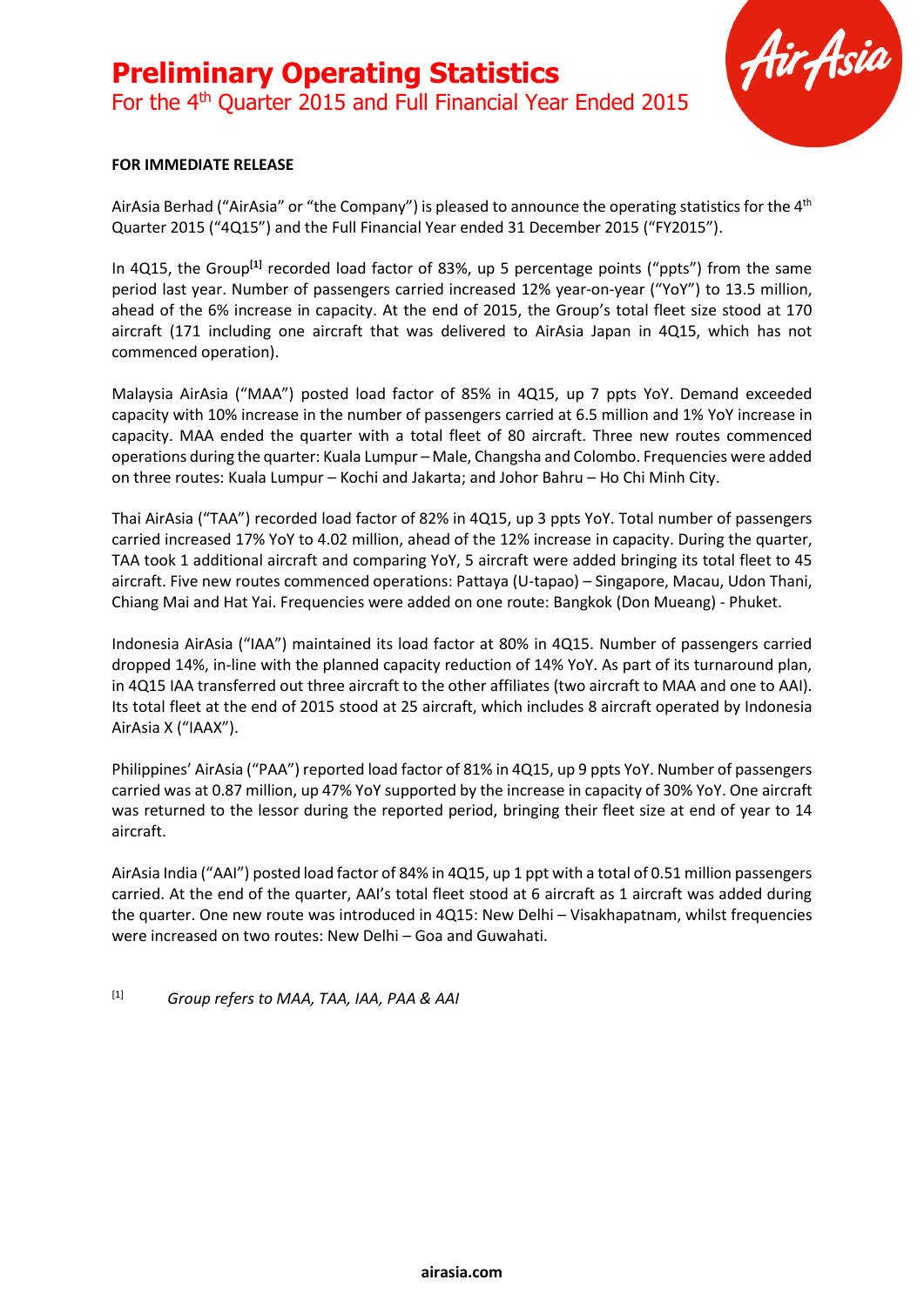# Preliminary Operating Statistics

## For the 4th Quarter 2015 and Full Financial Year Ended 2015

**FOR IMMEDIATE RELEASE**

AirAsia Berhad ("AirAsia" or "the Company") is pleased to announce the operating statistics for the 4th Quarter 2015 ("4Q15") and the Full Financial Year ended 31 December 2015 ("FY2015").

In 4Q15, the Group[1] recorded load factor of 83%, up 5 percentage points ("ppts") from the same period last year. Number of passengers carried increased 12% year-on-year ("YoY") to 13.5 million, ahead of the 6% increase in capacity. At the end of 2015, the Group's total fleet size stood at 170 aircraft (171 including one aircraft that was delivered to AirAsia Japan in 4Q15, which has not commenced operation).

Malaysia AirAsia ("MAA") posted load factor of 85% in 4Q15, up 7 ppts YoY. Demand exceeded capacity with 10% increase in the number of passengers carried at 6.5 million and 1% YoY increase in capacity. MAA ended the quarter with a total fleet of 80 aircraft. Three new routes commenced operations during the quarter: Kuala Lumpur – Male, Changsha and Colombo. Frequencies were added on three routes: Kuala Lumpur – Kochi and Jakarta; and Johor Bahru – Ho Chi Minh City.

Thai AirAsia ("TAA") recorded load factor of 82% in 4Q15, up 3 ppts YoY. Total number of passengers carried increased 17% YoY to 4.02 million, ahead of the 12% increase in capacity. During the quarter, TAA took 1 additional aircraft and comparing YoY, 5 aircraft were added bringing its total fleet to 45 aircraft. Five new routes commenced operations: Pattaya (U-tapao) – Singapore, Macau, Udon Thani, Chiang Mai and Hat Yai. Frequencies were added on one route: Bangkok (Don Mueang) - Phuket.

Indonesia AirAsia ("IAA") maintained its load factor at 80% in 4Q15. Number of passengers carried dropped 14%, in-line with the planned capacity reduction of 14% YoY. As part of its turnaround plan, in 4Q15 IAA transferred out three aircraft to the other affiliates (two aircraft to MAA and one to AAI). Its total fleet at the end of 2015 stood at 25 aircraft, which includes 8 aircraft operated by Indonesia AirAsia X ("IAAX").

Philippines' AirAsia ("PAA") reported load factor of 81% in 4Q15, up 9 ppts YoY. Number of passengers carried was at 0.87 million, up 47% YoY supported by the increase in capacity of 30% YoY. One aircraft was returned to the lessor during the reported period, bringing their fleet size at end of year to 14 aircraft.

AirAsia India ("AAI") posted load factor of 84% in 4Q15, up 1 ppt with a total of 0.51 million passengers carried. At the end of the quarter, AAI's total fleet stood at 6 aircraft as 1 aircraft was added during the quarter. One new route was introduced in 4Q15: New Delhi – Visakhapatnam, whilst frequencies were increased on two routes: New Delhi – Goa and Guwahati.

[1] *Group refers to MAA, TAA, IAA, PAA & AAI*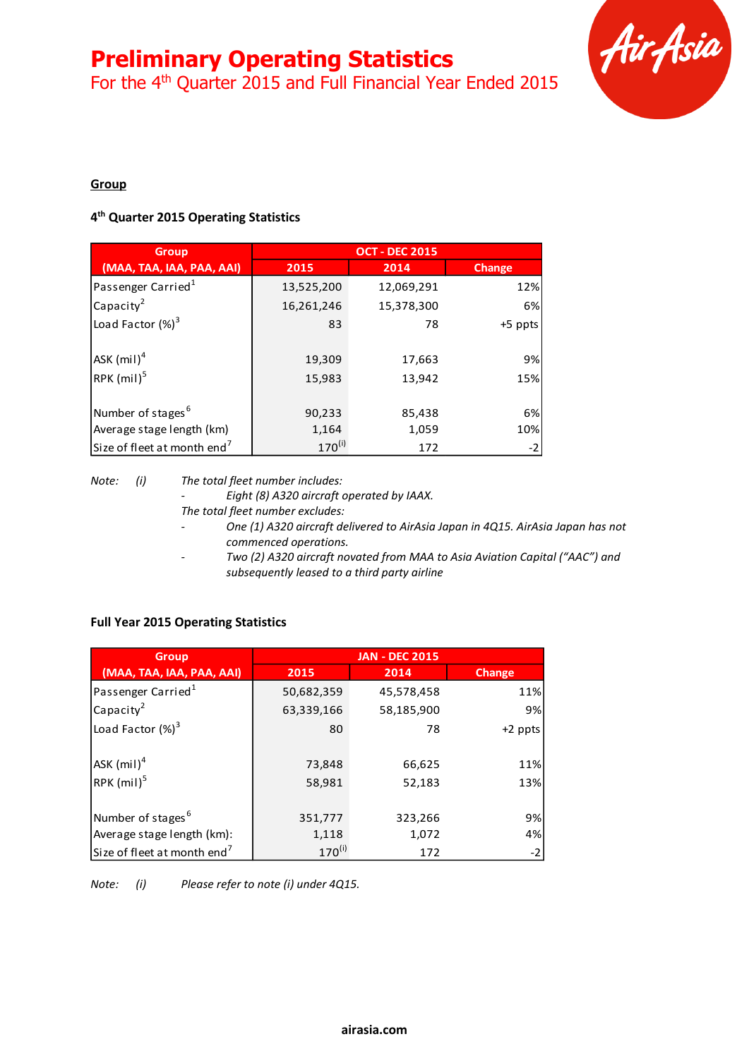# Preliminary Operating Statistics

For the 4th Quarter 2015 and Full Financial Year Ended 2015

**Group**

**4th Quarter 2015 Operating Statistics**

| Group (MAA, TAA, IAA, PAA, AAI) | OCT - DEC 2015 | | |
|---|---|---|---|
| | 2015 | 2014 | Change |
| Passenger Carried[1] | 13,525,200 | 12,069,291 | 12% |
| Capacity[2] | 16,261,246 | 15,378,300 | 6% |
| Load Factor (%)[3] | 83 | 78 | +5 ppts |
| ASK (mil)[4] | 19,309 | 17,663 | 9% |
| RPK (mil)[5] | 15,983 | 13,942 | 15% |
| Number of stages[6] | 90,233 | 85,438 | 6% |
| Average stage length (km) | 1,164 | 1,059 | 10% |
| Size of fleet at month end[7] | 170[(i)] | 172 | -2 |

*Note: (i) The total fleet number includes:*

- *Eight (8) A320 aircraft operated by IAAX.*

*The total fleet number excludes:*

- *One (1) A320 aircraft delivered to AirAsia Japan in 4Q15. AirAsia Japan has not commenced operations.*
- *Two (2) A320 aircraft novated from MAA to Asia Aviation Capital ("AAC") and subsequently leased to a third party airline*

**Full Year 2015 Operating Statistics**

| Group (MAA, TAA, IAA, PAA, AAI) | JAN - DEC 2015 | | |
|---|---|---|---|
| | 2015 | 2014 | Change |
| Passenger Carried[1] | 50,682,359 | 45,578,458 | 11% |
| Capacity[2] | 63,339,166 | 58,185,900 | 9% |
| Load Factor (%)[3] | 80 | 78 | +2 ppts |
| ASK (mil)[4] | 73,848 | 66,625 | 11% |
| RPK (mil)[5] | 58,981 | 52,183 | 13% |
| Number of stages[6] | 351,777 | 323,266 | 9% |
| Average stage length (km): | 1,118 | 1,072 | 4% |
| Size of fleet at month end[7] | 170[(i)] | 172 | -2 |

*Note: (i) Please refer to note (i) under 4Q15.*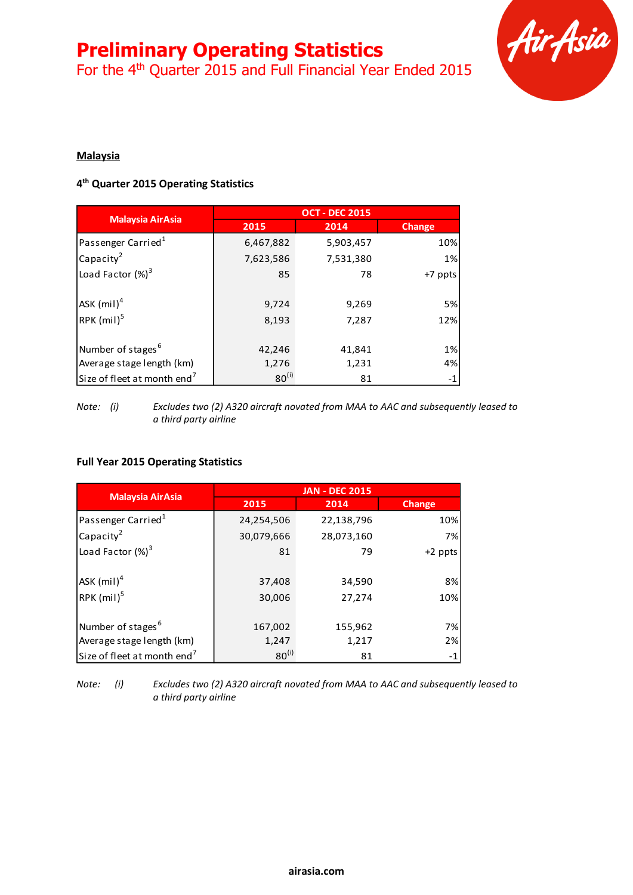# Preliminary Operating Statistics

## For the 4th Quarter 2015 and Full Financial Year Ended 2015

### Malaysia

#### 4th Quarter 2015 Operating Statistics

| Malaysia AirAsia | OCT - DEC 2015 | | |
|---|---|---|---|
| | 2015 | 2014 | Change |
| Passenger Carried[1] | 6,467,882 | 5,903,457 | 10% |
| Capacity[2] | 7,623,586 | 7,531,380 | 1% |
| Load Factor (%)[3] | 85 | 78 | +7 ppts |
| ASK (mil)[4] | 9,724 | 9,269 | 5% |
| RPK (mil)[5] | 8,193 | 7,287 | 12% |
| Number of stages[6] | 42,246 | 41,841 | 1% |
| Average stage length (km) | 1,276 | 1,231 | 4% |
| Size of fleet at month end[7] | 80(i) | 81 | -1 |

*Note: (i) Excludes two (2) A320 aircraft novated from MAA to AAC and subsequently leased to a third party airline*

#### Full Year 2015 Operating Statistics

| Malaysia AirAsia | JAN - DEC 2015 | | |
|---|---|---|---|
| | 2015 | 2014 | Change |
| Passenger Carried[1] | 24,254,506 | 22,138,796 | 10% |
| Capacity[2] | 30,079,666 | 28,073,160 | 7% |
| Load Factor (%)[3] | 81 | 79 | +2 ppts |
| ASK (mil)[4] | 37,408 | 34,590 | 8% |
| RPK (mil)[5] | 30,006 | 27,274 | 10% |
| Number of stages[6] | 167,002 | 155,962 | 7% |
| Average stage length (km) | 1,247 | 1,217 | 2% |
| Size of fleet at month end[7] | 80(i) | 81 | -1 |

*Note: (i) Excludes two (2) A320 aircraft novated from MAA to AAC and subsequently leased to a third party airline*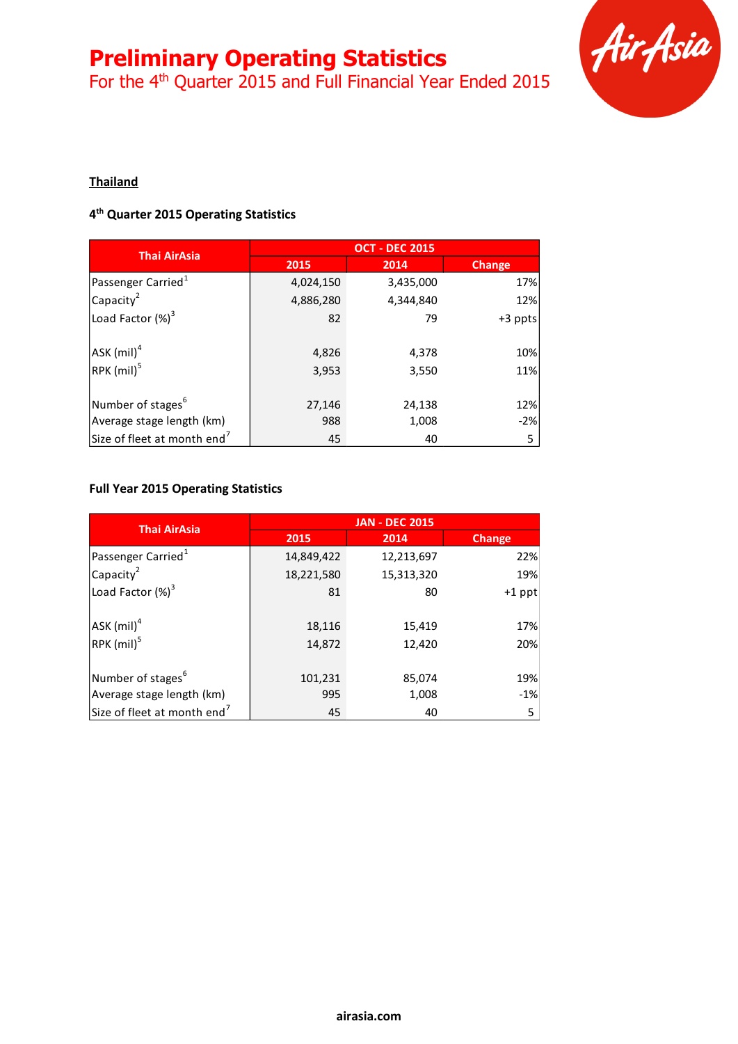# Preliminary Operating Statistics

For the 4th Quarter 2015 and Full Financial Year Ended 2015

**Thailand**

**4th Quarter 2015 Operating Statistics**

| Thai AirAsia | OCT - DEC 2015 | | |
|---|---|---|---|
| | 2015 | 2014 | Change |
| Passenger Carried[1] | 4,024,150 | 3,435,000 | 17% |
| Capacity[2] | 4,886,280 | 4,344,840 | 12% |
| Load Factor (%)[3] | 82 | 79 | +3 ppts |
| ASK (mil)[4] | 4,826 | 4,378 | 10% |
| RPK (mil)[5] | 3,953 | 3,550 | 11% |
| Number of stages[6] | 27,146 | 24,138 | 12% |
| Average stage length (km) | 988 | 1,008 | -2% |
| Size of fleet at month end[7] | 45 | 40 | 5 |

**Full Year 2015 Operating Statistics**

| Thai AirAsia | JAN - DEC 2015 | | |
|---|---|---|---|
| | 2015 | 2014 | Change |
| Passenger Carried[1] | 14,849,422 | 12,213,697 | 22% |
| Capacity[2] | 18,221,580 | 15,313,320 | 19% |
| Load Factor (%)[3] | 81 | 80 | +1 ppt |
| ASK (mil)[4] | 18,116 | 15,419 | 17% |
| RPK (mil)[5] | 14,872 | 12,420 | 20% |
| Number of stages[6] | 101,231 | 85,074 | 19% |
| Average stage length (km) | 995 | 1,008 | -1% |
| Size of fleet at month end[7] | 45 | 40 | 5 |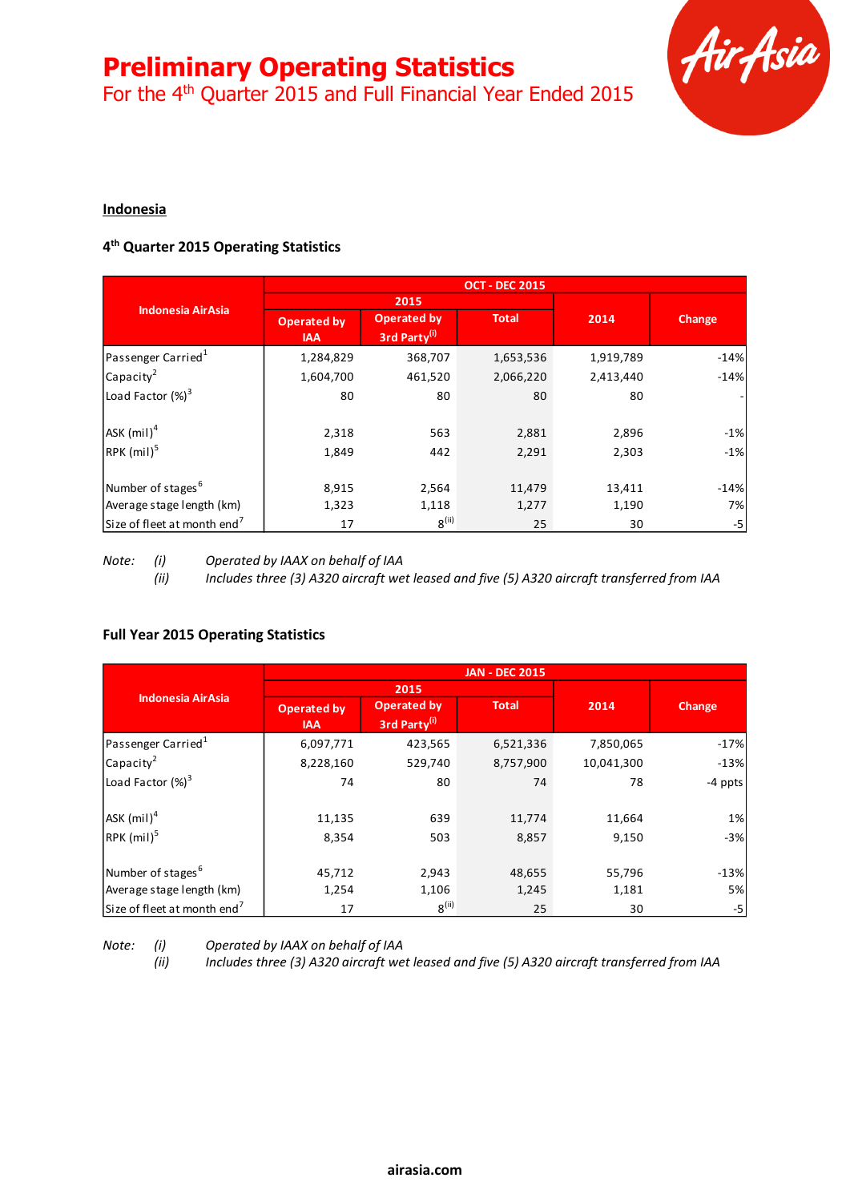# Preliminary Operating Statistics

For the 4th Quarter 2015 and Full Financial Year Ended 2015

## Indonesia

### 4th Quarter 2015 Operating Statistics

| Indonesia AirAsia | OCT - DEC 2015 | | | | |
|---|---|---|---|---|---|
| | 2015 | | | 2014 | Change |
| | Operated by IAA | Operated by 3rd Party(i) | Total | | |
| Passenger Carried[1] | 1,284,829 | 368,707 | 1,653,536 | 1,919,789 | -14% |
| Capacity[2] | 1,604,700 | 461,520 | 2,066,220 | 2,413,440 | -14% |
| Load Factor (%)[3] | 80 | 80 | 80 | 80 | - |
| ASK (mil)[4] | 2,318 | 563 | 2,881 | 2,896 | -1% |
| RPK (mil)[5] | 1,849 | 442 | 2,291 | 2,303 | -1% |
| Number of stages[6] | 8,915 | 2,564 | 11,479 | 13,411 | -14% |
| Average stage length (km) | 1,323 | 1,118 | 1,277 | 1,190 | 7% |
| Size of fleet at month end[7] | 17 | 8(ii) | 25 | 30 | -5 |

*Note: (i) Operated by IAAX on behalf of IAA*
*(ii) Includes three (3) A320 aircraft wet leased and five (5) A320 aircraft transferred from IAA*

### Full Year 2015 Operating Statistics

| Indonesia AirAsia | JAN - DEC 2015 | | | | |
|---|---|---|---|---|---|
| | 2015 | | | 2014 | Change |
| | Operated by IAA | Operated by 3rd Party(i) | Total | | |
| Passenger Carried[1] | 6,097,771 | 423,565 | 6,521,336 | 7,850,065 | -17% |
| Capacity[2] | 8,228,160 | 529,740 | 8,757,900 | 10,041,300 | -13% |
| Load Factor (%)[3] | 74 | 80 | 74 | 78 | -4 ppts |
| ASK (mil)[4] | 11,135 | 639 | 11,774 | 11,664 | 1% |
| RPK (mil)[5] | 8,354 | 503 | 8,857 | 9,150 | -3% |
| Number of stages[6] | 45,712 | 2,943 | 48,655 | 55,796 | -13% |
| Average stage length (km) | 1,254 | 1,106 | 1,245 | 1,181 | 5% |
| Size of fleet at month end[7] | 17 | 8(ii) | 25 | 30 | -5 |

*Note: (i) Operated by IAAX on behalf of IAA*
*(ii) Includes three (3) A320 aircraft wet leased and five (5) A320 aircraft transferred from IAA*

airasia.com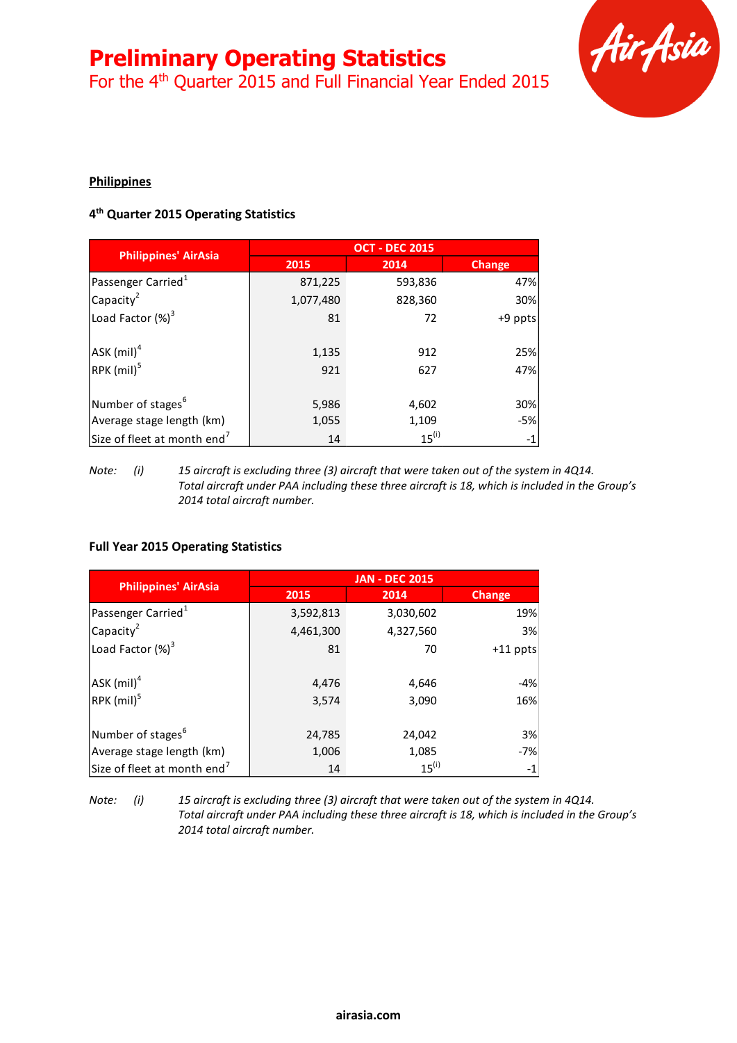# Preliminary Operating Statistics

For the 4th Quarter 2015 and Full Financial Year Ended 2015

**Philippines**

**4th Quarter 2015 Operating Statistics**

| Philippines' AirAsia | OCT - DEC 2015 | | |
|---|---|---|---|
| | 2015 | 2014 | Change |
| Passenger Carried[1] | 871,225 | 593,836 | 47% |
| Capacity[2] | 1,077,480 | 828,360 | 30% |
| Load Factor (%)[3] | 81 | 72 | +9 ppts |
| | | | |
| ASK (mil)[4] | 1,135 | 912 | 25% |
| RPK (mil)[5] | 921 | 627 | 47% |
| | | | |
| Number of stages[6] | 5,986 | 4,602 | 30% |
| Average stage length (km) | 1,055 | 1,109 | -5% |
| Size of fleet at month end[7] | 14 | 15[(i)] | -1 |

*Note: (i) 15 aircraft is excluding three (3) aircraft that were taken out of the system in 4Q14. Total aircraft under PAA including these three aircraft is 18, which is included in the Group's 2014 total aircraft number.*

**Full Year 2015 Operating Statistics**

| Philippines' AirAsia | JAN - DEC 2015 | | |
|---|---|---|---|
| | 2015 | 2014 | Change |
| Passenger Carried[1] | 3,592,813 | 3,030,602 | 19% |
| Capacity[2] | 4,461,300 | 4,327,560 | 3% |
| Load Factor (%)[3] | 81 | 70 | +11 ppts |
| | | | |
| ASK (mil)[4] | 4,476 | 4,646 | -4% |
| RPK (mil)[5] | 3,574 | 3,090 | 16% |
| | | | |
| Number of stages[6] | 24,785 | 24,042 | 3% |
| Average stage length (km) | 1,006 | 1,085 | -7% |
| Size of fleet at month end[7] | 14 | 15[(i)] | -1 |

*Note: (i) 15 aircraft is excluding three (3) aircraft that were taken out of the system in 4Q14. Total aircraft under PAA including these three aircraft is 18, which is included in the Group's 2014 total aircraft number.*

**airasia.com**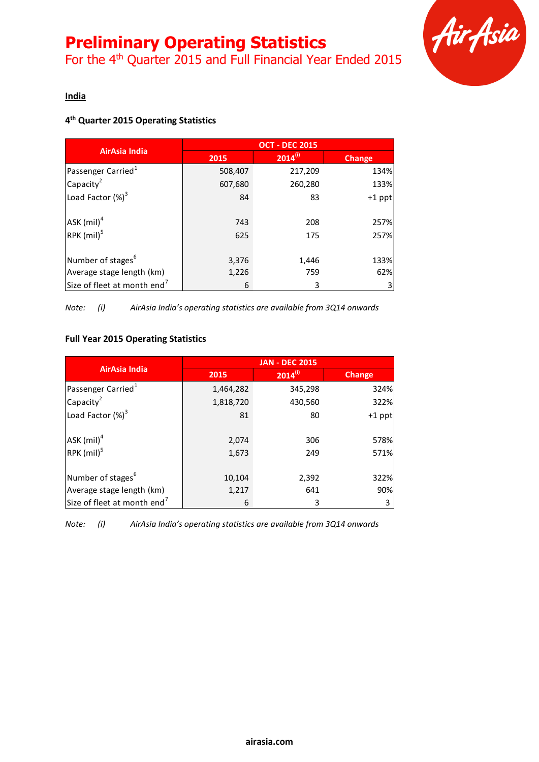# Preliminary Operating Statistics

For the 4th Quarter 2015 and Full Financial Year Ended 2015

**India**

**4th Quarter 2015 Operating Statistics**

| AirAsia India | OCT - DEC 2015 | | |
|---|---|---|---|
| | 2015 | 2014[(i)] | Change |
| Passenger Carried[1] | 508,407 | 217,209 | 134% |
| Capacity[2] | 607,680 | 260,280 | 133% |
| Load Factor (%)[3] | 84 | 83 | +1 ppt |
| ASK (mil)[4] | 743 | 208 | 257% |
| RPK (mil)[5] | 625 | 175 | 257% |
| Number of stages[6] | 3,376 | 1,446 | 133% |
| Average stage length (km) | 1,226 | 759 | 62% |
| Size of fleet at month end[7] | 6 | 3 | 3 |

*Note: (i) AirAsia India's operating statistics are available from 3Q14 onwards*

**Full Year 2015 Operating Statistics**

| AirAsia India | JAN - DEC 2015 | | |
|---|---|---|---|
| | 2015 | 2014[(i)] | Change |
| Passenger Carried[1] | 1,464,282 | 345,298 | 324% |
| Capacity[2] | 1,818,720 | 430,560 | 322% |
| Load Factor (%)[3] | 81 | 80 | +1 ppt |
| ASK (mil)[4] | 2,074 | 306 | 578% |
| RPK (mil)[5] | 1,673 | 249 | 571% |
| Number of stages[6] | 10,104 | 2,392 | 322% |
| Average stage length (km) | 1,217 | 641 | 90% |
| Size of fleet at month end[7] | 6 | 3 | 3 |

*Note: (i) AirAsia India's operating statistics are available from 3Q14 onwards*

**airasia.com**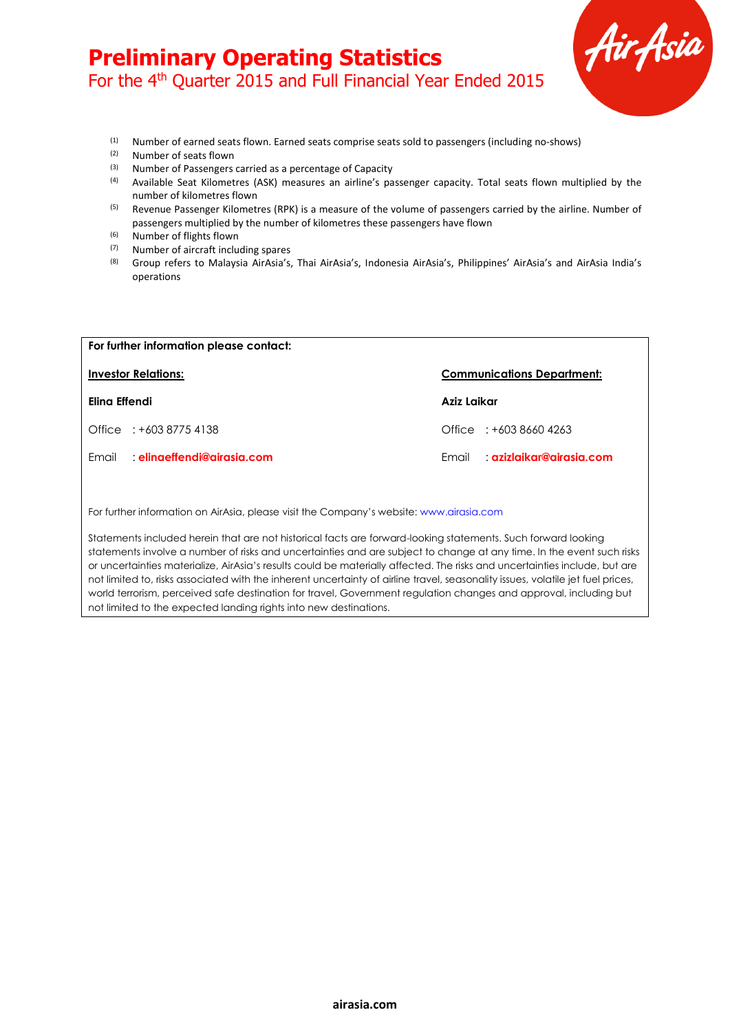# Preliminary Operating Statistics

For the 4th Quarter 2015 and Full Financial Year Ended 2015

[1] Number of earned seats flown. Earned seats comprise seats sold to passengers (including no-shows)
[2] Number of seats flown
[3] Number of Passengers carried as a percentage of Capacity
[4] Available Seat Kilometres (ASK) measures an airline's passenger capacity. Total seats flown multiplied by the number of kilometres flown
[5] Revenue Passenger Kilometres (RPK) is a measure of the volume of passengers carried by the airline. Number of passengers multiplied by the number of kilometres these passengers have flown
[6] Number of flights flown
[7] Number of aircraft including spares
[8] Group refers to Malaysia AirAsia's, Thai AirAsia's, Indonesia AirAsia's, Philippines' AirAsia's and AirAsia India's operations

**For further information please contact:**

**Investor Relations:**

**Elina Effendi**

Office : +603 8775 4138

Email : **elinaeffendi@airasia.com**

**Communications Department:**

**Aziz Laikar**

Office : +603 8660 4263

Email : **azizlaikar@airasia.com**

For further information on AirAsia, please visit the Company's website: www.airasia.com

Statements included herein that are not historical facts are forward-looking statements. Such forward looking statements involve a number of risks and uncertainties and are subject to change at any time. In the event such risks or uncertainties materialize, AirAsia's results could be materially affected. The risks and uncertainties include, but are not limited to, risks associated with the inherent uncertainty of airline travel, seasonality issues, volatile jet fuel prices, world terrorism, perceived safe destination for travel, Government regulation changes and approval, including but not limited to the expected landing rights into new destinations.